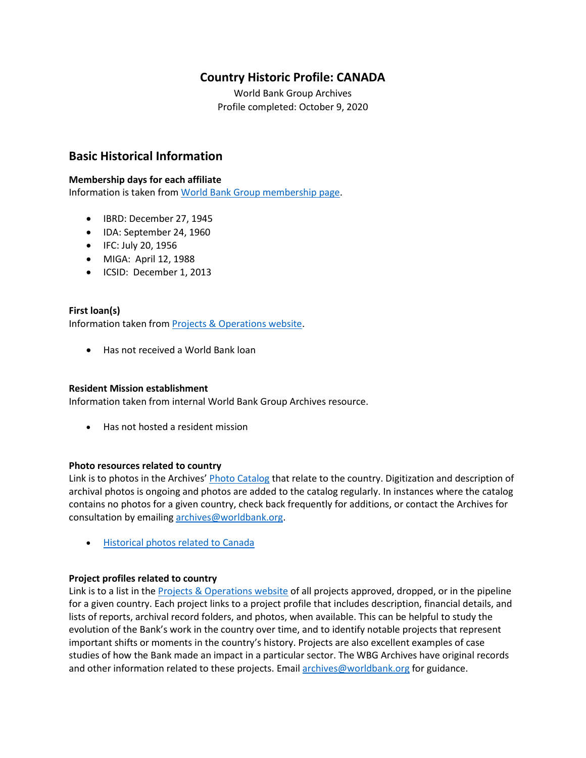# Country Historic Profile: CANADA

World Bank Group Archives
Profile completed: October 9, 2020

## Basic Historical Information

**Membership days for each affiliate**
Information is taken from [World Bank Group membership page](#).

- IBRD: December 27, 1945
- IDA: September 24, 1960
- IFC: July 20, 1956
- MIGA: April 12, 1988
- ICSID: December 1, 2013

**First loan(s)**
Information taken from [Projects & Operations website](#).

- Has not received a World Bank loan

**Resident Mission establishment**
Information taken from internal World Bank Group Archives resource.

- Has not hosted a resident mission

**Photo resources related to country**
Link is to photos in the Archives' [Photo Catalog](#) that relate to the country. Digitization and description of archival photos is ongoing and photos are added to the catalog regularly. In instances where the catalog contains no photos for a given country, check back frequently for additions, or contact the Archives for consultation by emailing [archives@worldbank.org](mailto:archives@worldbank.org).

- [Historical photos related to Canada](#)

**Project profiles related to country**
Link is to a list in the [Projects & Operations website](#) of all projects approved, dropped, or in the pipeline for a given country. Each project links to a project profile that includes description, financial details, and lists of reports, archival record folders, and photos, when available. This can be helpful to study the evolution of the Bank's work in the country over time, and to identify notable projects that represent important shifts or moments in the country's history. Projects are also excellent examples of case studies of how the Bank made an impact in a particular sector. The WBG Archives have original records and other information related to these projects. Email [archives@worldbank.org](mailto:archives@worldbank.org) for guidance.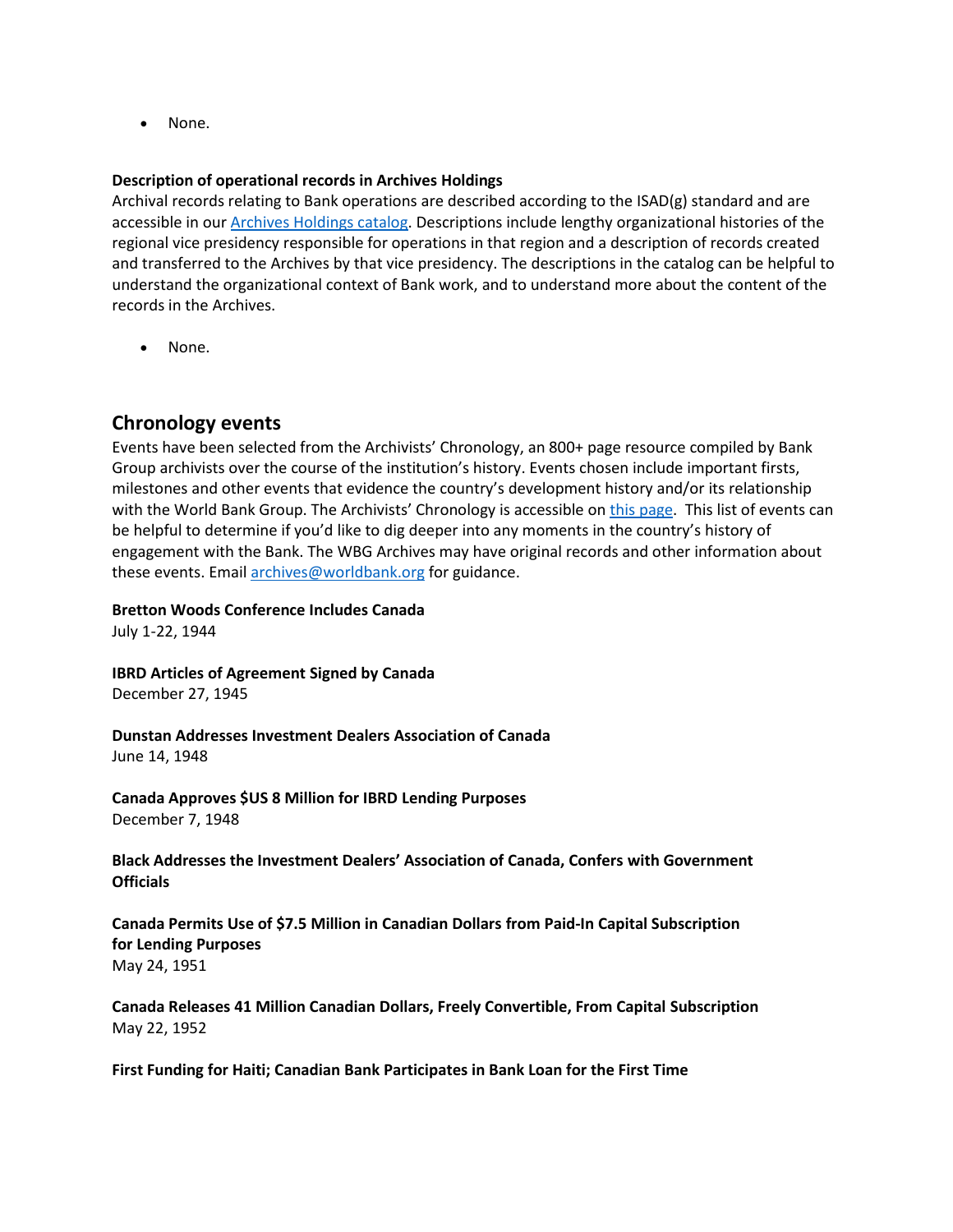- None.

**Description of operational records in Archives Holdings**

Archival records relating to Bank operations are described according to the ISAD(g) standard and are accessible in our [Archives Holdings catalog](). Descriptions include lengthy organizational histories of the regional vice presidency responsible for operations in that region and a description of records created and transferred to the Archives by that vice presidency. The descriptions in the catalog can be helpful to understand the organizational context of Bank work, and to understand more about the content of the records in the Archives.

- None.

## Chronology events

Events have been selected from the Archivists' Chronology, an 800+ page resource compiled by Bank Group archivists over the course of the institution's history. Events chosen include important firsts, milestones and other events that evidence the country's development history and/or its relationship with the World Bank Group. The Archivists' Chronology is accessible on [this page](). This list of events can be helpful to determine if you'd like to dig deeper into any moments in the country's history of engagement with the Bank. The WBG Archives may have original records and other information about these events. Email [archives@worldbank.org]() for guidance.

**Bretton Woods Conference Includes Canada**
July 1-22, 1944

**IBRD Articles of Agreement Signed by Canada**
December 27, 1945

**Dunstan Addresses Investment Dealers Association of Canada**
June 14, 1948

**Canada Approves $US 8 Million for IBRD Lending Purposes**
December 7, 1948

**Black Addresses the Investment Dealers' Association of Canada, Confers with Government Officials**

**Canada Permits Use of $7.5 Million in Canadian Dollars from Paid-In Capital Subscription for Lending Purposes**
May 24, 1951

**Canada Releases 41 Million Canadian Dollars, Freely Convertible, From Capital Subscription**
May 22, 1952

**First Funding for Haiti; Canadian Bank Participates in Bank Loan for the First Time**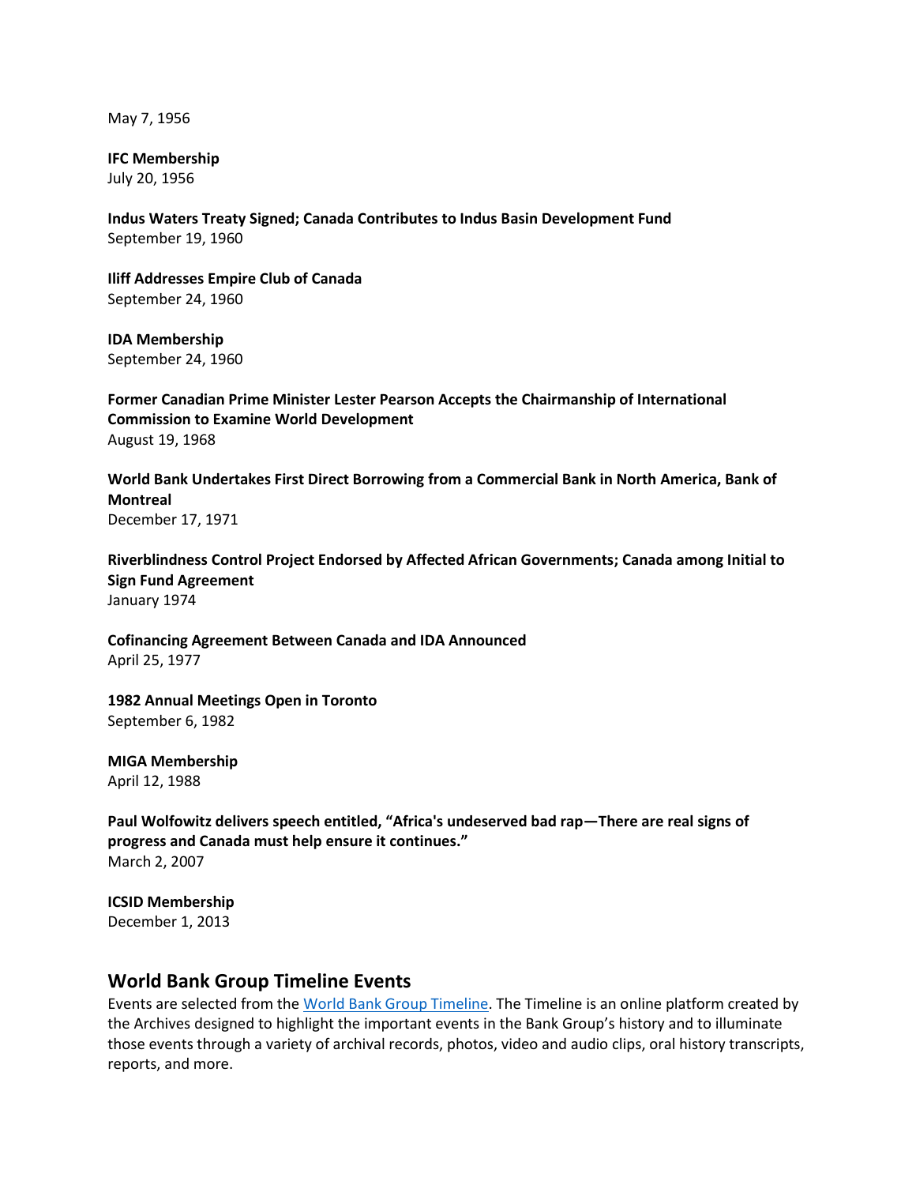May 7, 1956

**IFC Membership**
July 20, 1956

**Indus Waters Treaty Signed; Canada Contributes to Indus Basin Development Fund**
September 19, 1960

**Iliff Addresses Empire Club of Canada**
September 24, 1960

**IDA Membership**
September 24, 1960

**Former Canadian Prime Minister Lester Pearson Accepts the Chairmanship of International Commission to Examine World Development**
August 19, 1968

**World Bank Undertakes First Direct Borrowing from a Commercial Bank in North America, Bank of Montreal**
December 17, 1971

**Riverblindness Control Project Endorsed by Affected African Governments; Canada among Initial to Sign Fund Agreement**
January 1974

**Cofinancing Agreement Between Canada and IDA Announced**
April 25, 1977

**1982 Annual Meetings Open in Toronto**
September 6, 1982

**MIGA Membership**
April 12, 1988

**Paul Wolfowitz delivers speech entitled, "Africa's undeserved bad rap—There are real signs of progress and Canada must help ensure it continues."**
March 2, 2007

**ICSID Membership**
December 1, 2013

## World Bank Group Timeline Events

Events are selected from the [World Bank Group Timeline](). The Timeline is an online platform created by the Archives designed to highlight the important events in the Bank Group's history and to illuminate those events through a variety of archival records, photos, video and audio clips, oral history transcripts, reports, and more.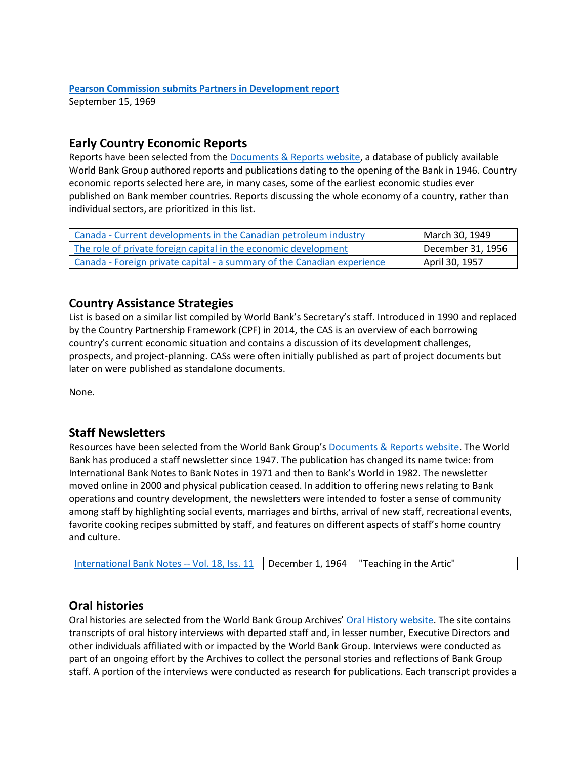**Pearson Commission submits Partners in Development report**
September 15, 1969

## Early Country Economic Reports

Reports have been selected from the Documents & Reports website, a database of publicly available World Bank Group authored reports and publications dating to the opening of the Bank in 1946. Country economic reports selected here are, in many cases, some of the earliest economic studies ever published on Bank member countries. Reports discussing the whole economy of a country, rather than individual sectors, are prioritized in this list.

| | |
|---|---|
| Canada - Current developments in the Canadian petroleum industry | March 30, 1949 |
| The role of private foreign capital in the economic development | December 31, 1956 |
| Canada - Foreign private capital - a summary of the Canadian experience | April 30, 1957 |

## Country Assistance Strategies

List is based on a similar list compiled by World Bank's Secretary's staff. Introduced in 1990 and replaced by the Country Partnership Framework (CPF) in 2014, the CAS is an overview of each borrowing country's current economic situation and contains a discussion of its development challenges, prospects, and project-planning. CASs were often initially published as part of project documents but later on were published as standalone documents.

None.

## Staff Newsletters

Resources have been selected from the World Bank Group's Documents & Reports website. The World Bank has produced a staff newsletter since 1947. The publication has changed its name twice: from International Bank Notes to Bank Notes in 1971 and then to Bank's World in 1982. The newsletter moved online in 2000 and physical publication ceased. In addition to offering news relating to Bank operations and country development, the newsletters were intended to foster a sense of community among staff by highlighting social events, marriages and births, arrival of new staff, recreational events, favorite cooking recipes submitted by staff, and features on different aspects of staff's home country and culture.

| | | |
|---|---|---|
| International Bank Notes -- Vol. 18, Iss. 11 | December 1, 1964 | "Teaching in the Artic" |

## Oral histories

Oral histories are selected from the World Bank Group Archives' Oral History website. The site contains transcripts of oral history interviews with departed staff and, in lesser number, Executive Directors and other individuals affiliated with or impacted by the World Bank Group. Interviews were conducted as part of an ongoing effort by the Archives to collect the personal stories and reflections of Bank Group staff. A portion of the interviews were conducted as research for publications. Each transcript provides a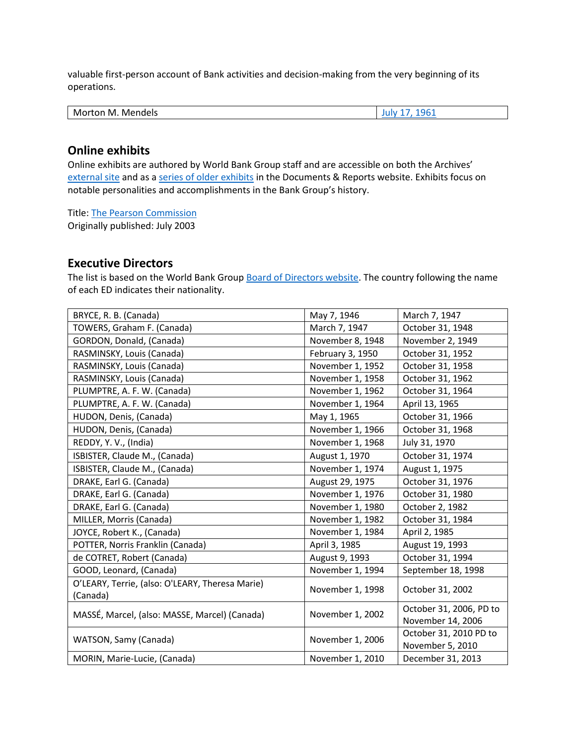valuable first-person account of Bank activities and decision-making from the very beginning of its operations.

| Morton M. Mendels | [July 17, 1961]() |
|---|---|

## Online exhibits

Online exhibits are authored by World Bank Group staff and are accessible on both the Archives' [external site]() and as a [series of older exhibits]() in the Documents & Reports website. Exhibits focus on notable personalities and accomplishments in the Bank Group's history.

Title: [The Pearson Commission]()
Originally published: July 2003

## Executive Directors

The list is based on the World Bank Group [Board of Directors website](). The country following the name of each ED indicates their nationality.

| | | |
|---|---|---|
| BRYCE, R. B. (Canada) | May 7, 1946 | March 7, 1947 |
| TOWERS, Graham F. (Canada) | March 7, 1947 | October 31, 1948 |
| GORDON, Donald, (Canada) | November 8, 1948 | November 2, 1949 |
| RASMINSKY, Louis (Canada) | February 3, 1950 | October 31, 1952 |
| RASMINSKY, Louis (Canada) | November 1, 1952 | October 31, 1958 |
| RASMINSKY, Louis (Canada) | November 1, 1958 | October 31, 1962 |
| PLUMPTRE, A. F. W. (Canada) | November 1, 1962 | October 31, 1964 |
| PLUMPTRE, A. F. W. (Canada) | November 1, 1964 | April 13, 1965 |
| HUDON, Denis, (Canada) | May 1, 1965 | October 31, 1966 |
| HUDON, Denis, (Canada) | November 1, 1966 | October 31, 1968 |
| REDDY, Y. V., (India) | November 1, 1968 | July 31, 1970 |
| ISBISTER, Claude M., (Canada) | August 1, 1970 | October 31, 1974 |
| ISBISTER, Claude M., (Canada) | November 1, 1974 | August 1, 1975 |
| DRAKE, Earl G. (Canada) | August 29, 1975 | October 31, 1976 |
| DRAKE, Earl G. (Canada) | November 1, 1976 | October 31, 1980 |
| DRAKE, Earl G. (Canada) | November 1, 1980 | October 2, 1982 |
| MILLER, Morris (Canada) | November 1, 1982 | October 31, 1984 |
| JOYCE, Robert K., (Canada) | November 1, 1984 | April 2, 1985 |
| POTTER, Norris Franklin (Canada) | April 3, 1985 | August 19, 1993 |
| de COTRET, Robert (Canada) | August 9, 1993 | October 31, 1994 |
| GOOD, Leonard, (Canada) | November 1, 1994 | September 18, 1998 |
| O'LEARY, Terrie, (also: O'LEARY, Theresa Marie) (Canada) | November 1, 1998 | October 31, 2002 |
| MASSÉ, Marcel, (also: MASSE, Marcel) (Canada) | November 1, 2002 | October 31, 2006, PD to November 14, 2006 |
| WATSON, Samy (Canada) | November 1, 2006 | October 31, 2010 PD to November 5, 2010 |
| MORIN, Marie-Lucie, (Canada) | November 1, 2010 | December 31, 2013 |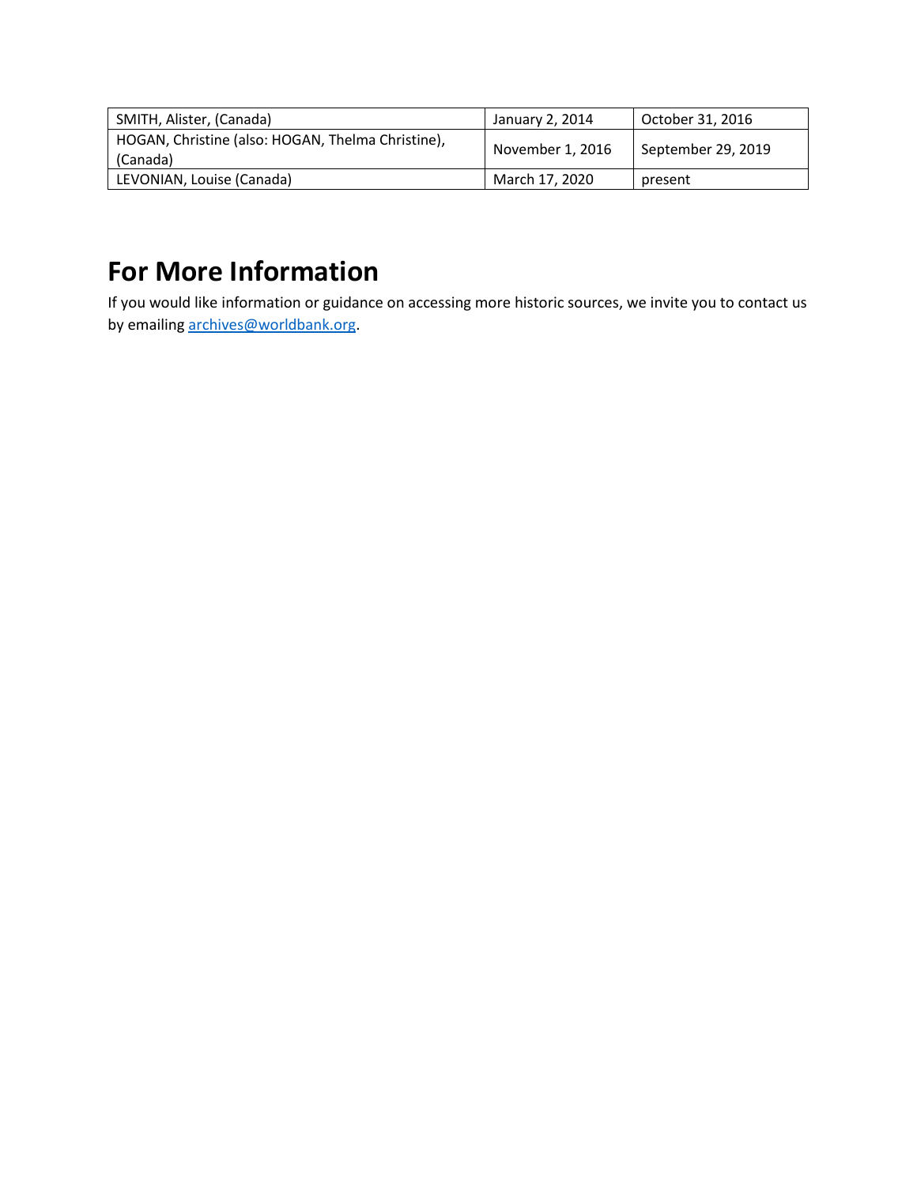| | | |
|---|---|---|
| SMITH, Alister, (Canada) | January 2, 2014 | October 31, 2016 |
| HOGAN, Christine (also: HOGAN, Thelma Christine), (Canada) | November 1, 2016 | September 29, 2019 |
| LEVONIAN, Louise (Canada) | March 17, 2020 | present |

# For More Information

If you would like information or guidance on accessing more historic sources, we invite you to contact us by emailing archives@worldbank.org.